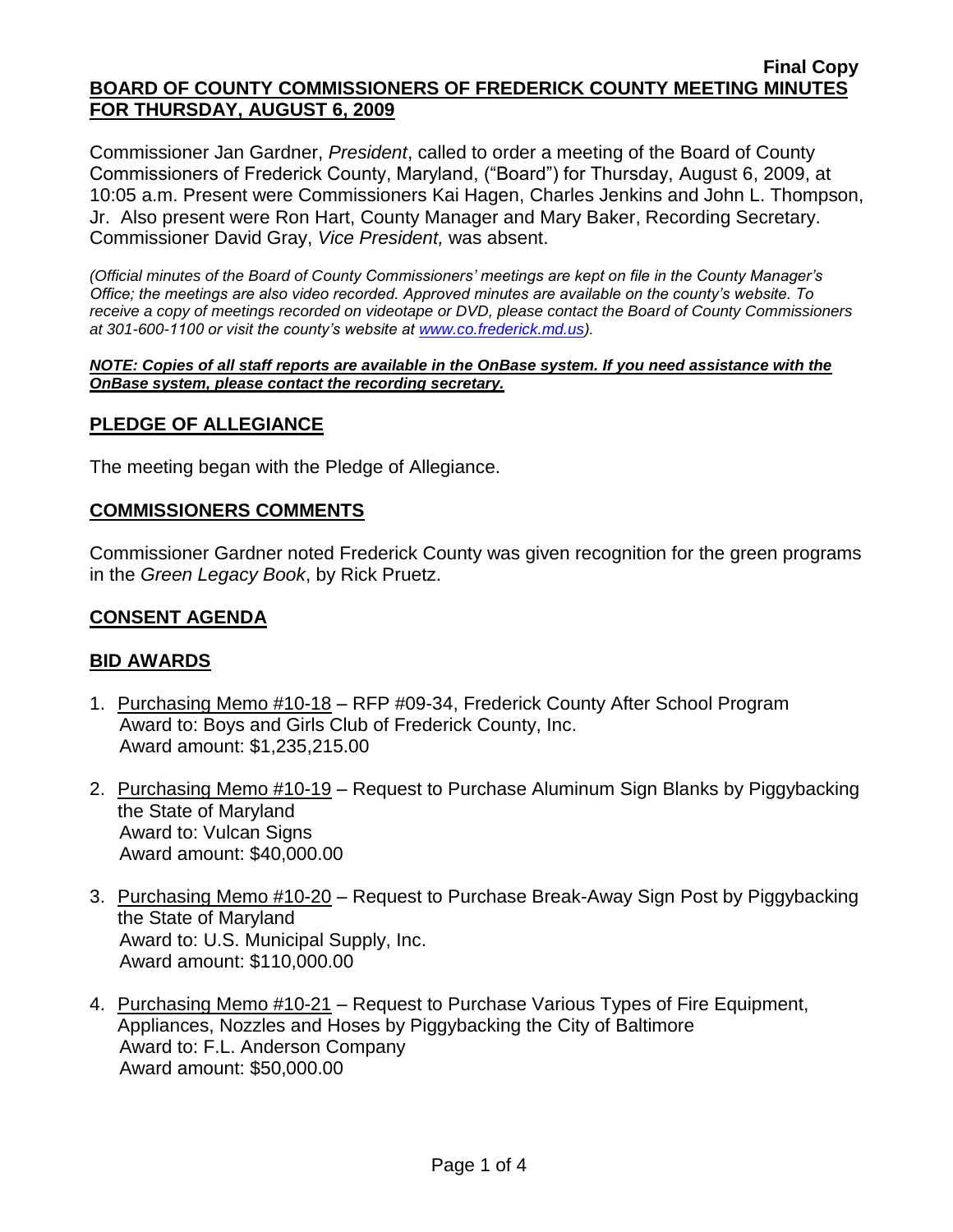**Final Copy**

# BOARD OF COUNTY COMMISSIONERS OF FREDERICK COUNTY MEETING MINUTES FOR THURSDAY, AUGUST 6, 2009

Commissioner Jan Gardner, *President*, called to order a meeting of the Board of County Commissioners of Frederick County, Maryland, ("Board") for Thursday, August 6, 2009, at 10:05 a.m. Present were Commissioners Kai Hagen, Charles Jenkins and John L. Thompson, Jr. Also present were Ron Hart, County Manager and Mary Baker, Recording Secretary. Commissioner David Gray, *Vice President,* was absent.

*(Official minutes of the Board of County Commissioners' meetings are kept on file in the County Manager's Office; the meetings are also video recorded. Approved minutes are available on the county's website. To receive a copy of meetings recorded on videotape or DVD, please contact the Board of County Commissioners at 301-600-1100 or visit the county's website at www.co.frederick.md.us).*

***NOTE: Copies of all staff reports are available in the OnBase system. If you need assistance with the OnBase system, please contact the recording secretary.***

## PLEDGE OF ALLEGIANCE

The meeting began with the Pledge of Allegiance.

## COMMISSIONERS COMMENTS

Commissioner Gardner noted Frederick County was given recognition for the green programs in the *Green Legacy Book*, by Rick Pruetz.

## CONSENT AGENDA

## BID AWARDS

1. Purchasing Memo #10-18 – RFP #09-34, Frederick County After School Program
   Award to: Boys and Girls Club of Frederick County, Inc.
   Award amount: $1,235,215.00

2. Purchasing Memo #10-19 – Request to Purchase Aluminum Sign Blanks by Piggybacking the State of Maryland
   Award to: Vulcan Signs
   Award amount: $40,000.00

3. Purchasing Memo #10-20 – Request to Purchase Break-Away Sign Post by Piggybacking the State of Maryland
   Award to: U.S. Municipal Supply, Inc.
   Award amount: $110,000.00

4. Purchasing Memo #10-21 – Request to Purchase Various Types of Fire Equipment, Appliances, Nozzles and Hoses by Piggybacking the City of Baltimore
   Award to: F.L. Anderson Company
   Award amount: $50,000.00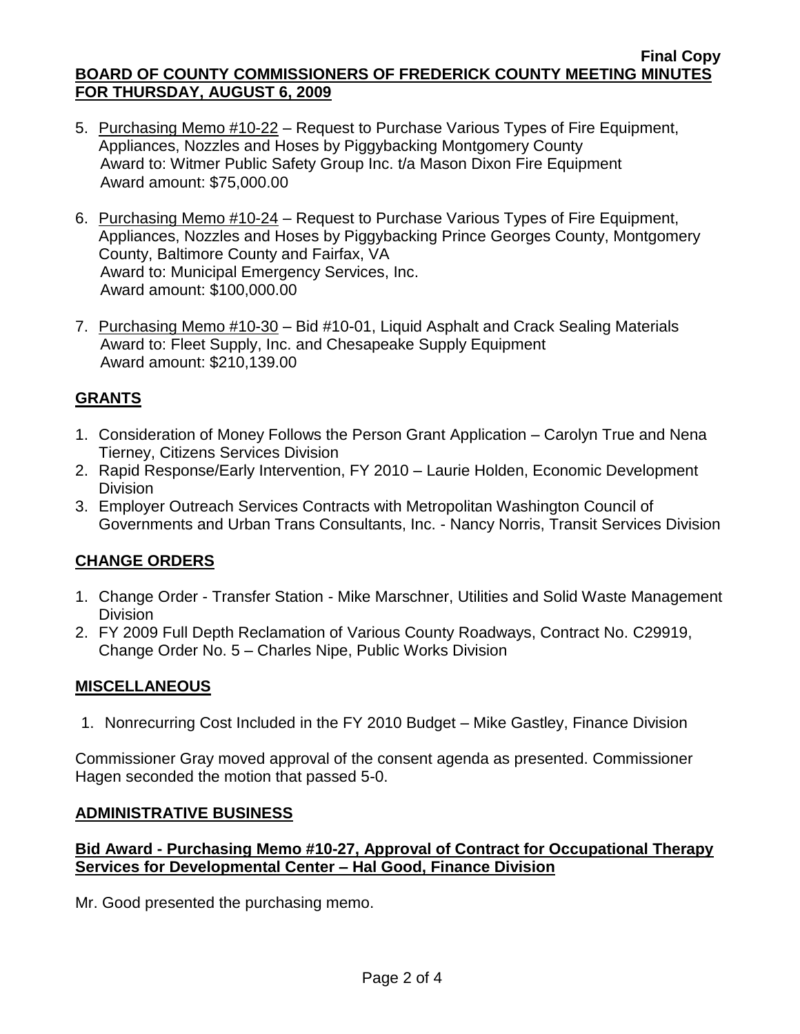5. Purchasing Memo #10-22 – Request to Purchase Various Types of Fire Equipment, Appliances, Nozzles and Hoses by Piggybacking Montgomery County
   Award to: Witmer Public Safety Group Inc. t/a Mason Dixon Fire Equipment
   Award amount: $75,000.00

6. Purchasing Memo #10-24 – Request to Purchase Various Types of Fire Equipment, Appliances, Nozzles and Hoses by Piggybacking Prince Georges County, Montgomery County, Baltimore County and Fairfax, VA
   Award to: Municipal Emergency Services, Inc.
   Award amount: $100,000.00

7. Purchasing Memo #10-30 – Bid #10-01, Liquid Asphalt and Crack Sealing Materials
   Award to: Fleet Supply, Inc. and Chesapeake Supply Equipment
   Award amount: $210,139.00

## GRANTS

1. Consideration of Money Follows the Person Grant Application – Carolyn True and Nena Tierney, Citizens Services Division
2. Rapid Response/Early Intervention, FY 2010 – Laurie Holden, Economic Development Division
3. Employer Outreach Services Contracts with Metropolitan Washington Council of Governments and Urban Trans Consultants, Inc. - Nancy Norris, Transit Services Division

## CHANGE ORDERS

1. Change Order - Transfer Station - Mike Marschner, Utilities and Solid Waste Management Division
2. FY 2009 Full Depth Reclamation of Various County Roadways, Contract No. C29919, Change Order No. 5 – Charles Nipe, Public Works Division

## MISCELLANEOUS

1. Nonrecurring Cost Included in the FY 2010 Budget – Mike Gastley, Finance Division

Commissioner Gray moved approval of the consent agenda as presented. Commissioner Hagen seconded the motion that passed 5-0.

## ADMINISTRATIVE BUSINESS

### Bid Award - Purchasing Memo #10-27, Approval of Contract for Occupational Therapy Services for Developmental Center – Hal Good, Finance Division

Mr. Good presented the purchasing memo.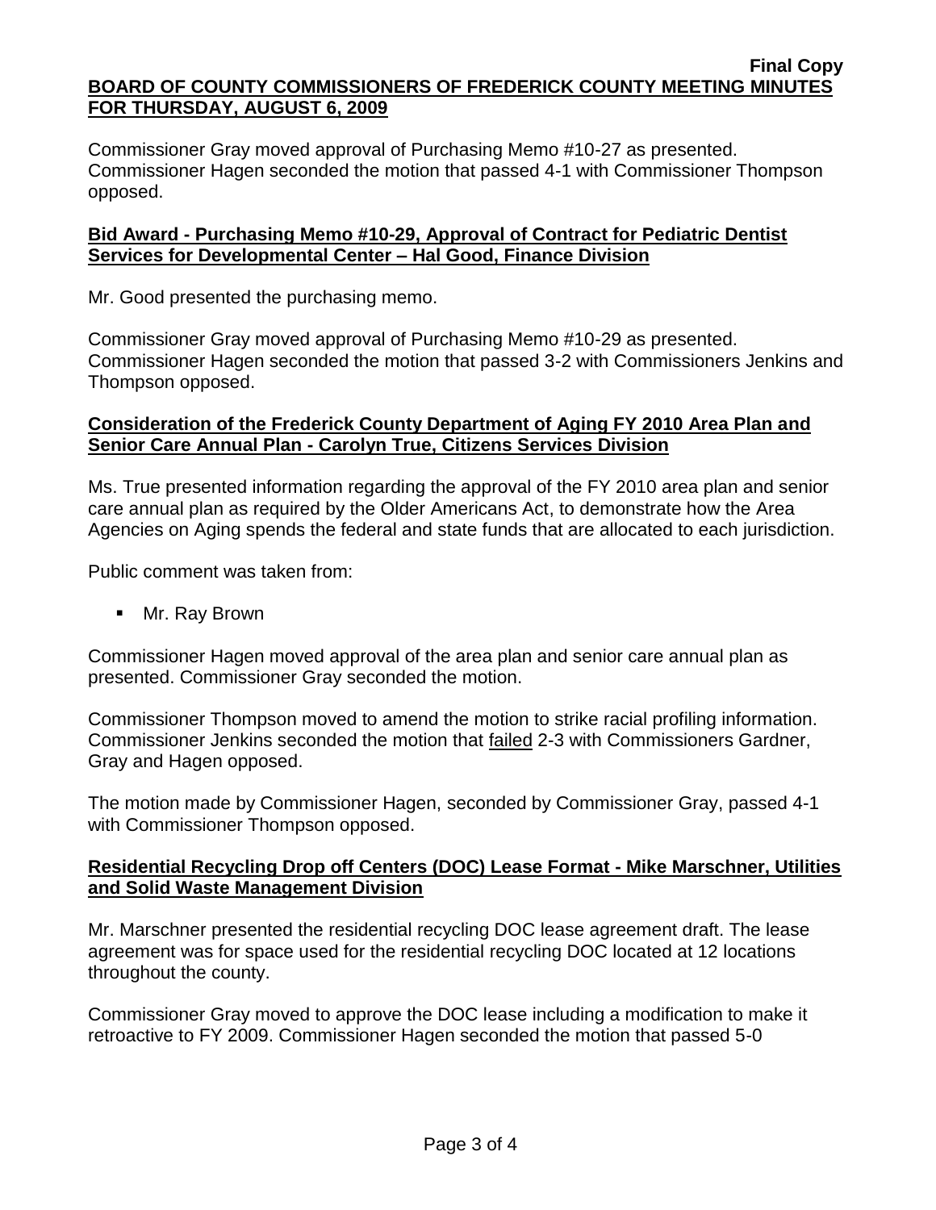Commissioner Gray moved approval of Purchasing Memo #10-27 as presented. Commissioner Hagen seconded the motion that passed 4-1 with Commissioner Thompson opposed.

## Bid Award - Purchasing Memo #10-29, Approval of Contract for Pediatric Dentist Services for Developmental Center – Hal Good, Finance Division

Mr. Good presented the purchasing memo.

Commissioner Gray moved approval of Purchasing Memo #10-29 as presented. Commissioner Hagen seconded the motion that passed 3-2 with Commissioners Jenkins and Thompson opposed.

## Consideration of the Frederick County Department of Aging FY 2010 Area Plan and Senior Care Annual Plan - Carolyn True, Citizens Services Division

Ms. True presented information regarding the approval of the FY 2010 area plan and senior care annual plan as required by the Older Americans Act, to demonstrate how the Area Agencies on Aging spends the federal and state funds that are allocated to each jurisdiction.

Public comment was taken from:

- Mr. Ray Brown

Commissioner Hagen moved approval of the area plan and senior care annual plan as presented. Commissioner Gray seconded the motion.

Commissioner Thompson moved to amend the motion to strike racial profiling information. Commissioner Jenkins seconded the motion that failed 2-3 with Commissioners Gardner, Gray and Hagen opposed.

The motion made by Commissioner Hagen, seconded by Commissioner Gray, passed 4-1 with Commissioner Thompson opposed.

## Residential Recycling Drop off Centers (DOC) Lease Format - Mike Marschner, Utilities and Solid Waste Management Division

Mr. Marschner presented the residential recycling DOC lease agreement draft. The lease agreement was for space used for the residential recycling DOC located at 12 locations throughout the county.

Commissioner Gray moved to approve the DOC lease including a modification to make it retroactive to FY 2009. Commissioner Hagen seconded the motion that passed 5-0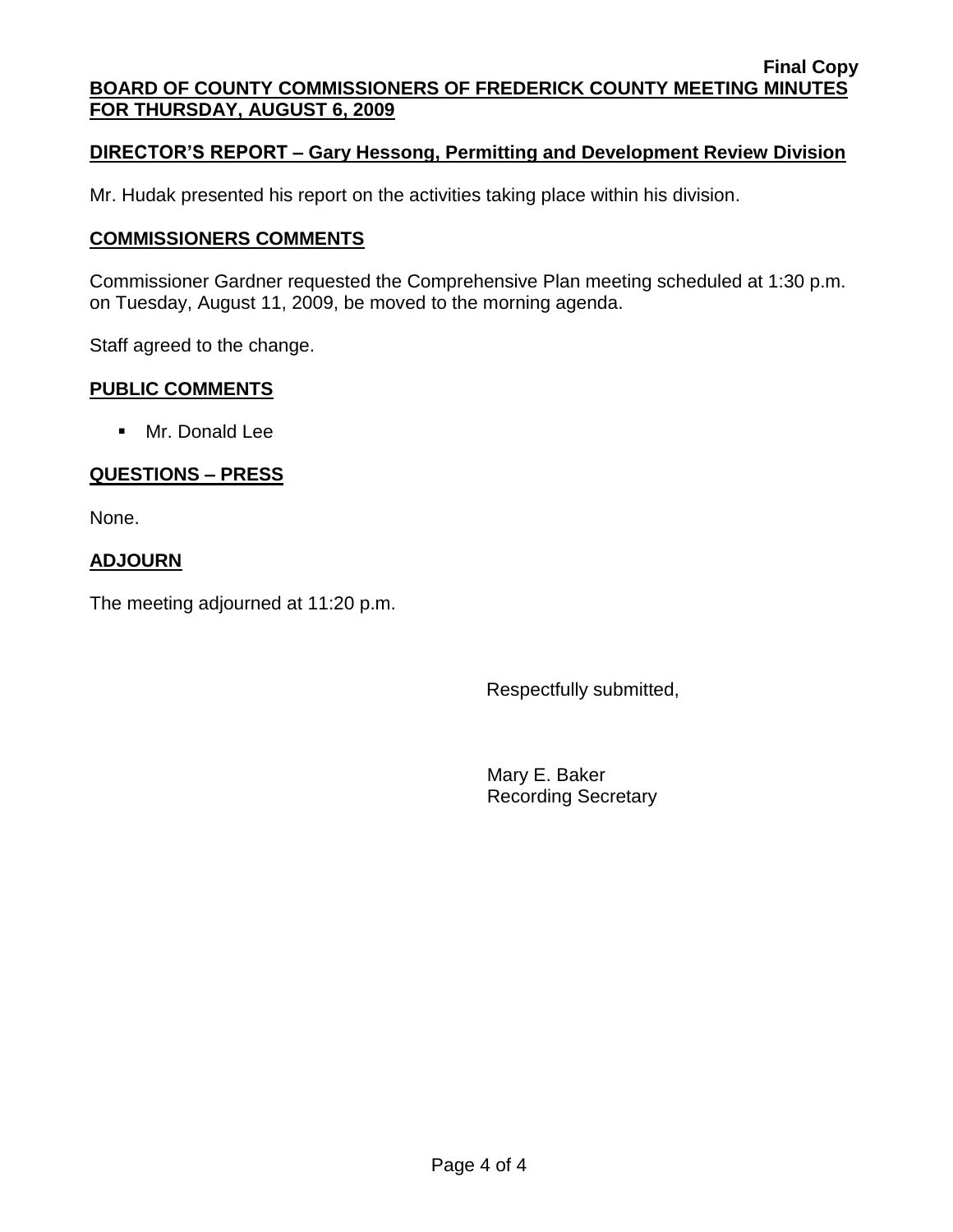**Final Copy**

**BOARD OF COUNTY COMMISSIONERS OF FREDERICK COUNTY MEETING MINUTES FOR THURSDAY, AUGUST 6, 2009**

## DIRECTOR'S REPORT – Gary Hessong, Permitting and Development Review Division

Mr. Hudak presented his report on the activities taking place within his division.

## COMMISSIONERS COMMENTS

Commissioner Gardner requested the Comprehensive Plan meeting scheduled at 1:30 p.m. on Tuesday, August 11, 2009, be moved to the morning agenda.

Staff agreed to the change.

## PUBLIC COMMENTS

- Mr. Donald Lee

## QUESTIONS – PRESS

None.

## ADJOURN

The meeting adjourned at 11:20 p.m.

Respectfully submitted,

Mary E. Baker
Recording Secretary